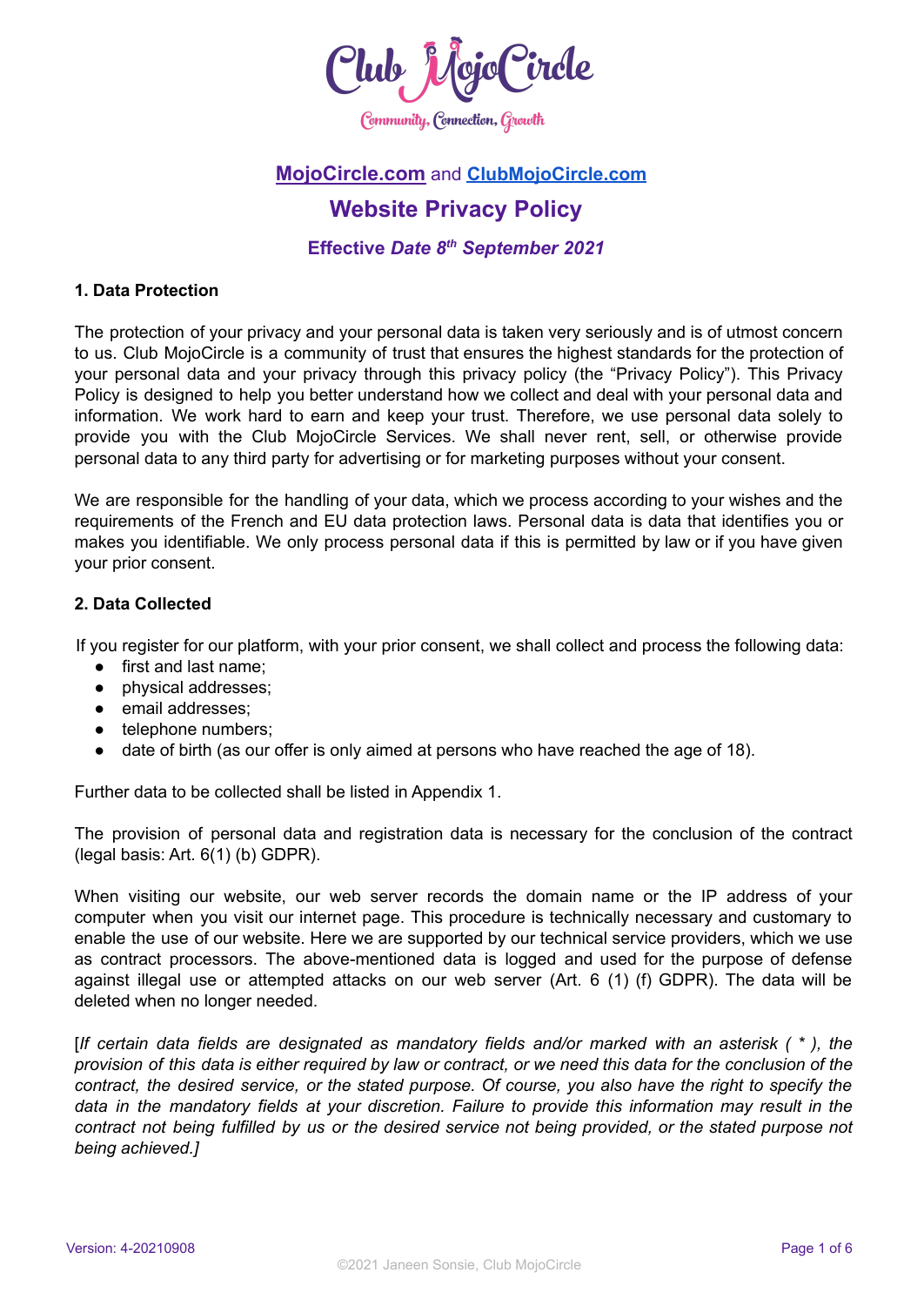# Club MojoCircle

Community, Connection, Growth

**MojoCircle.com** and **ClubMojoCircle.com**

## Website Privacy Policy

**Effective *Date 8th September 2021***

### 1. Data Protection

The protection of your privacy and your personal data is taken very seriously and is of utmost concern to us. Club MojoCircle is a community of trust that ensures the highest standards for the protection of your personal data and your privacy through this privacy policy (the “Privacy Policy”). This Privacy Policy is designed to help you better understand how we collect and deal with your personal data and information. We work hard to earn and keep your trust. Therefore, we use personal data solely to provide you with the Club MojoCircle Services. We shall never rent, sell, or otherwise provide personal data to any third party for advertising or for marketing purposes without your consent.

We are responsible for the handling of your data, which we process according to your wishes and the requirements of the French and EU data protection laws. Personal data is data that identifies you or makes you identifiable. We only process personal data if this is permitted by law or if you have given your prior consent.

### 2. Data Collected

If you register for our platform, with your prior consent, we shall collect and process the following data:

- first and last name;
- physical addresses;
- email addresses;
- telephone numbers;
- date of birth (as our offer is only aimed at persons who have reached the age of 18).

Further data to be collected shall be listed in Appendix 1.

The provision of personal data and registration data is necessary for the conclusion of the contract (legal basis: Art. 6(1) (b) GDPR).

When visiting our website, our web server records the domain name or the IP address of your computer when you visit our internet page. This procedure is technically necessary and customary to enable the use of our website. Here we are supported by our technical service providers, which we use as contract processors. The above-mentioned data is logged and used for the purpose of defense against illegal use or attempted attacks on our web server (Art. 6 (1) (f) GDPR). The data will be deleted when no longer needed.

[*If certain data fields are designated as mandatory fields and/or marked with an asterisk ( * ), the provision of this data is either required by law or contract, or we need this data for the conclusion of the contract, the desired service, or the stated purpose. Of course, you also have the right to specify the data in the mandatory fields at your discretion. Failure to provide this information may result in the contract not being fulfilled by us or the desired service not being provided, or the stated purpose not being achieved.*]

Version: 4-20210908

©2021 Janeen Sonsie, Club MojoCircle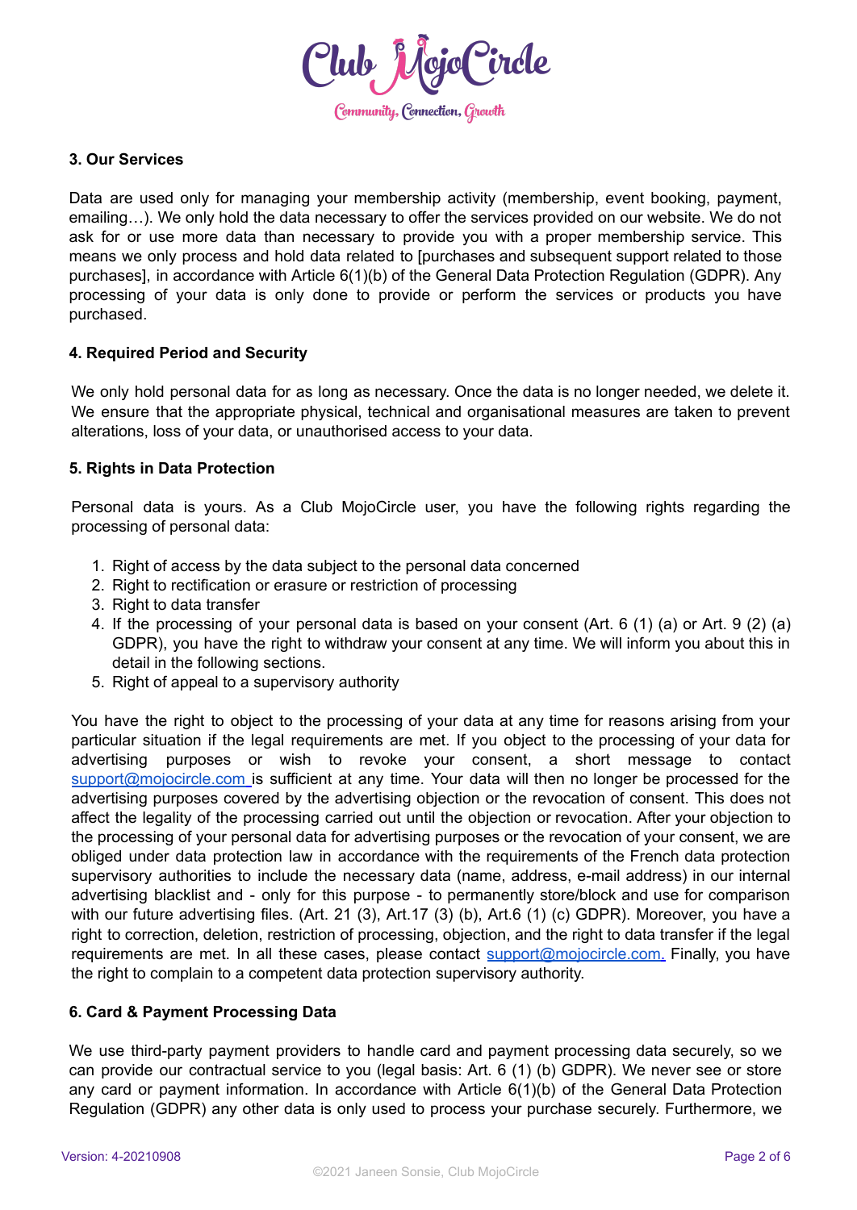### 3. Our Services

Data are used only for managing your membership activity (membership, event booking, payment, emailing…). We only hold the data necessary to offer the services provided on our website. We do not ask for or use more data than necessary to provide you with a proper membership service. This means we only process and hold data related to [purchases and subsequent support related to those purchases], in accordance with Article 6(1)(b) of the General Data Protection Regulation (GDPR). Any processing of your data is only done to provide or perform the services or products you have purchased.

### 4. Required Period and Security

We only hold personal data for as long as necessary. Once the data is no longer needed, we delete it. We ensure that the appropriate physical, technical and organisational measures are taken to prevent alterations, loss of your data, or unauthorised access to your data.

### 5. Rights in Data Protection

Personal data is yours. As a Club MojoCircle user, you have the following rights regarding the processing of personal data:

1. Right of access by the data subject to the personal data concerned
2. Right to rectification or erasure or restriction of processing
3. Right to data transfer
4. If the processing of your personal data is based on your consent (Art. 6 (1) (a) or Art. 9 (2) (a) GDPR), you have the right to withdraw your consent at any time. We will inform you about this in detail in the following sections.
5. Right of appeal to a supervisory authority

You have the right to object to the processing of your data at any time for reasons arising from your particular situation if the legal requirements are met. If you object to the processing of your data for advertising purposes or wish to revoke your consent, a short message to contact support@mojocircle.com is sufficient at any time. Your data will then no longer be processed for the advertising purposes covered by the advertising objection or the revocation of consent. This does not affect the legality of the processing carried out until the objection or revocation. After your objection to the processing of your personal data for advertising purposes or the revocation of your consent, we are obliged under data protection law in accordance with the requirements of the French data protection supervisory authorities to include the necessary data (name, address, e-mail address) in our internal advertising blacklist and - only for this purpose - to permanently store/block and use for comparison with our future advertising files. (Art. 21 (3), Art.17 (3) (b), Art.6 (1) (c) GDPR). Moreover, you have a right to correction, deletion, restriction of processing, objection, and the right to data transfer if the legal requirements are met. In all these cases, please contact support@mojocircle.com. Finally, you have the right to complain to a competent data protection supervisory authority.

### 6. Card & Payment Processing Data

We use third-party payment providers to handle card and payment processing data securely, so we can provide our contractual service to you (legal basis: Art. 6 (1) (b) GDPR). We never see or store any card or payment information. In accordance with Article 6(1)(b) of the General Data Protection Regulation (GDPR) any other data is only used to process your purchase securely. Furthermore, we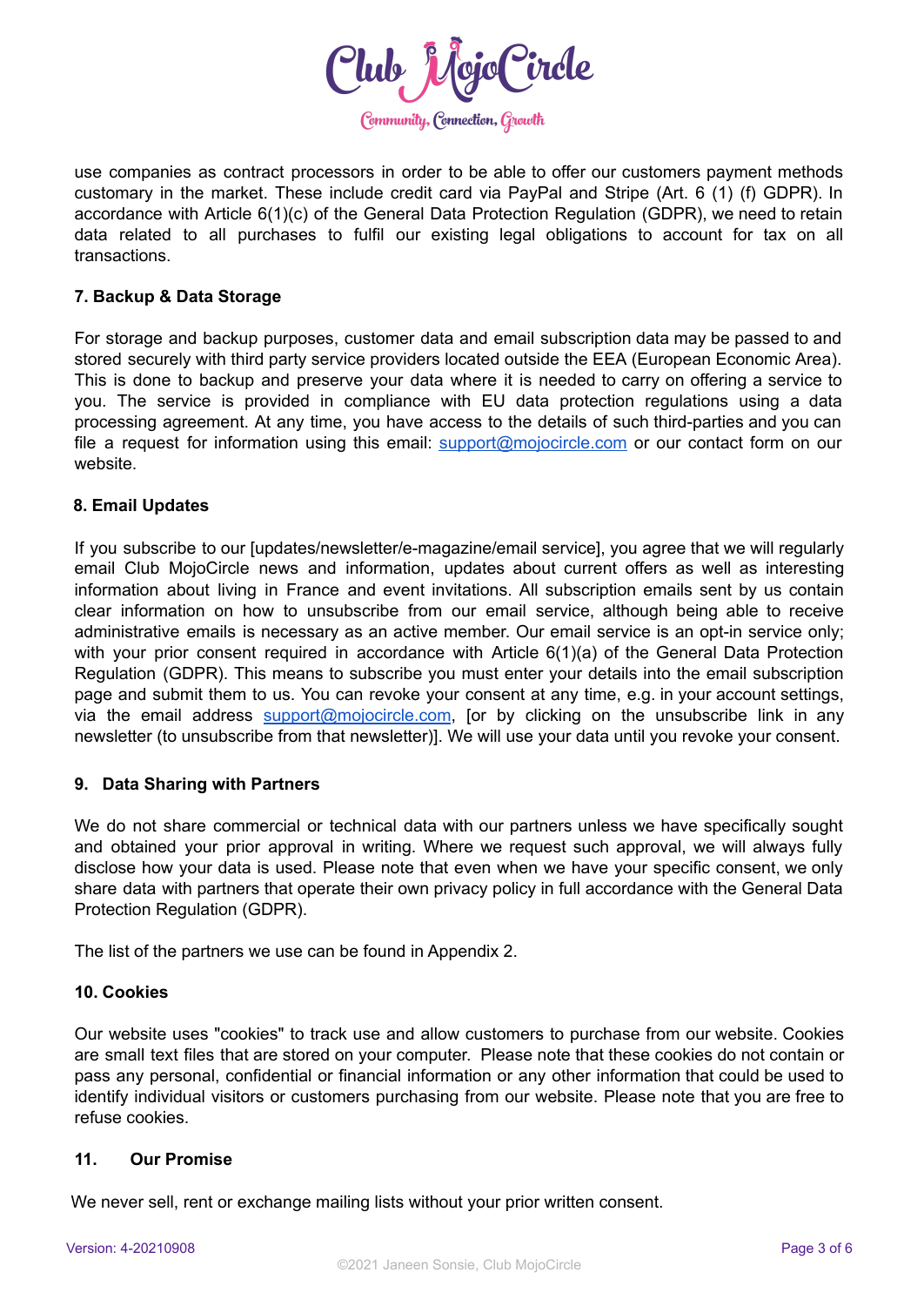use companies as contract processors in order to be able to offer our customers payment methods customary in the market. These include credit card via PayPal and Stripe (Art. 6 (1) (f) GDPR). In accordance with Article 6(1)(c) of the General Data Protection Regulation (GDPR), we need to retain data related to all purchases to fulfil our existing legal obligations to account for tax on all transactions.

**7. Backup & Data Storage**

For storage and backup purposes, customer data and email subscription data may be passed to and stored securely with third party service providers located outside the EEA (European Economic Area). This is done to backup and preserve your data where it is needed to carry on offering a service to you. The service is provided in compliance with EU data protection regulations using a data processing agreement. At any time, you have access to the details of such third-parties and you can file a request for information using this email: support@mojocircle.com or our contact form on our website.

**8. Email Updates**

If you subscribe to our [updates/newsletter/e-magazine/email service], you agree that we will regularly email Club MojoCircle news and information, updates about current offers as well as interesting information about living in France and event invitations. All subscription emails sent by us contain clear information on how to unsubscribe from our email service, although being able to receive administrative emails is necessary as an active member. Our email service is an opt-in service only; with your prior consent required in accordance with Article 6(1)(a) of the General Data Protection Regulation (GDPR). This means to subscribe you must enter your details into the email subscription page and submit them to us. You can revoke your consent at any time, e.g. in your account settings, via the email address support@mojocircle.com, [or by clicking on the unsubscribe link in any newsletter (to unsubscribe from that newsletter)]. We will use your data until you revoke your consent.

**9. Data Sharing with Partners**

We do not share commercial or technical data with our partners unless we have specifically sought and obtained your prior approval in writing. Where we request such approval, we will always fully disclose how your data is used. Please note that even when we have your specific consent, we only share data with partners that operate their own privacy policy in full accordance with the General Data Protection Regulation (GDPR).

The list of the partners we use can be found in Appendix 2.

**10. Cookies**

Our website uses "cookies" to track use and allow customers to purchase from our website. Cookies are small text files that are stored on your computer. Please note that these cookies do not contain or pass any personal, confidential or financial information or any other information that could be used to identify individual visitors or customers purchasing from our website. Please note that you are free to refuse cookies.

**11. Our Promise**

We never sell, rent or exchange mailing lists without your prior written consent.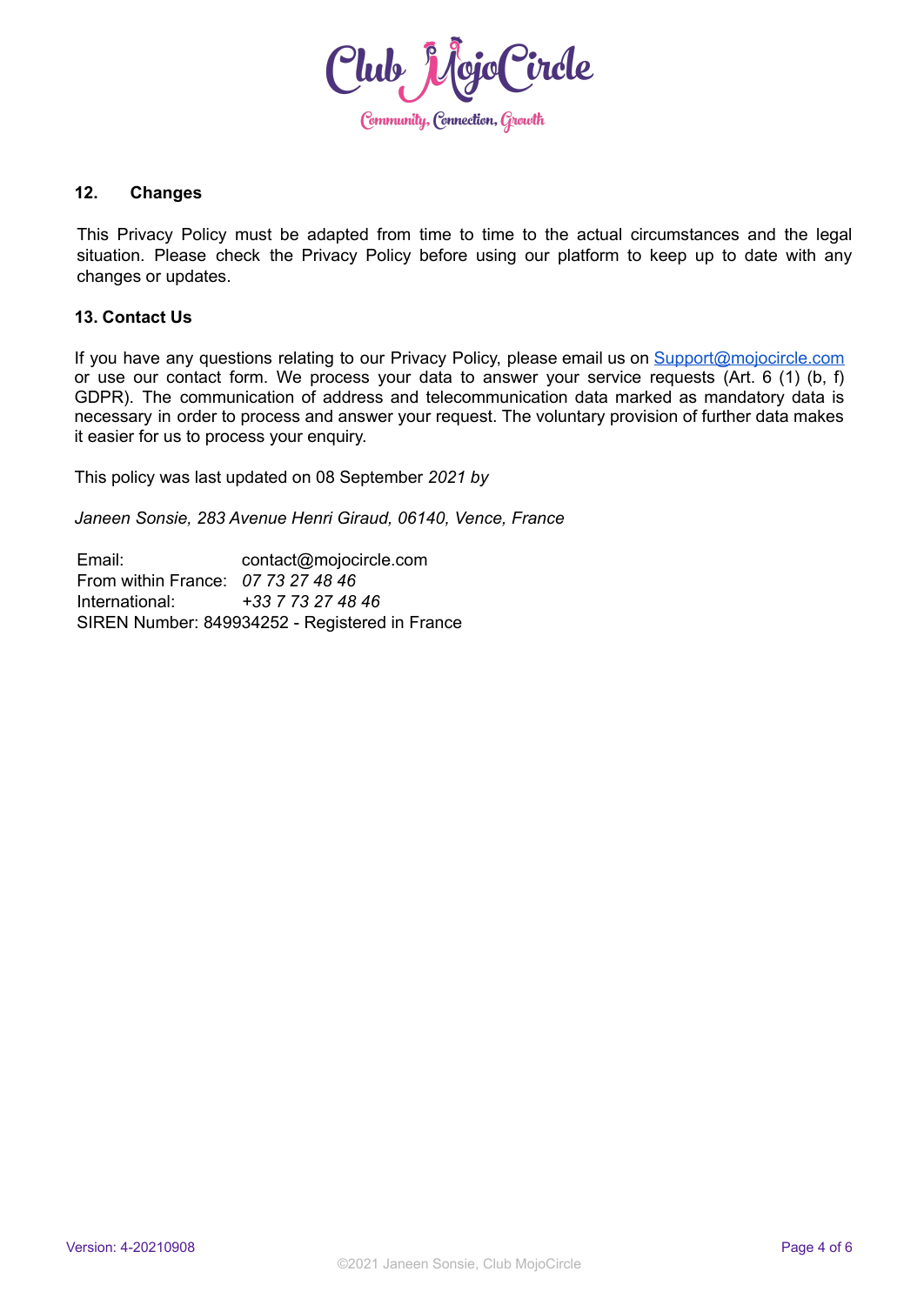## 12. Changes

This Privacy Policy must be adapted from time to time to the actual circumstances and the legal situation. Please check the Privacy Policy before using our platform to keep up to date with any changes or updates.

## 13. Contact Us

If you have any questions relating to our Privacy Policy, please email us on Support@mojocircle.com or use our contact form. We process your data to answer your service requests (Art. 6 (1) (b, f) GDPR). The communication of address and telecommunication data marked as mandatory data is necessary in order to process and answer your request. The voluntary provision of further data makes it easier for us to process your enquiry.

This policy was last updated on 08 September *2021 by*

*Janeen Sonsie, 283 Avenue Henri Giraud, 06140, Vence, France*

Email: contact@mojocircle.com
From within France: *07 73 27 48 46*
International: *+33 7 73 27 48 46*
SIREN Number: 849934252 - Registered in France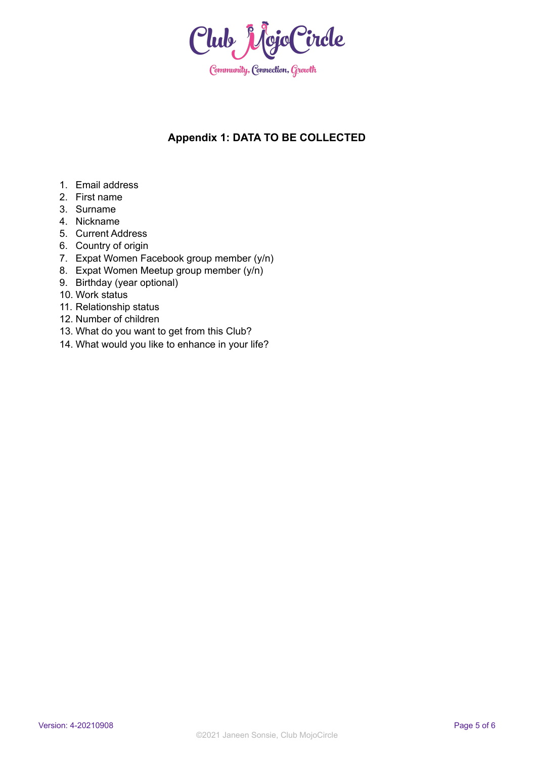## Appendix 1: DATA TO BE COLLECTED

1. Email address
2. First name
3. Surname
4. Nickname
5. Current Address
6. Country of origin
7. Expat Women Facebook group member (y/n)
8. Expat Women Meetup group member (y/n)
9. Birthday (year optional)
10. Work status
11. Relationship status
12. Number of children
13. What do you want to get from this Club?
14. What would you like to enhance in your life?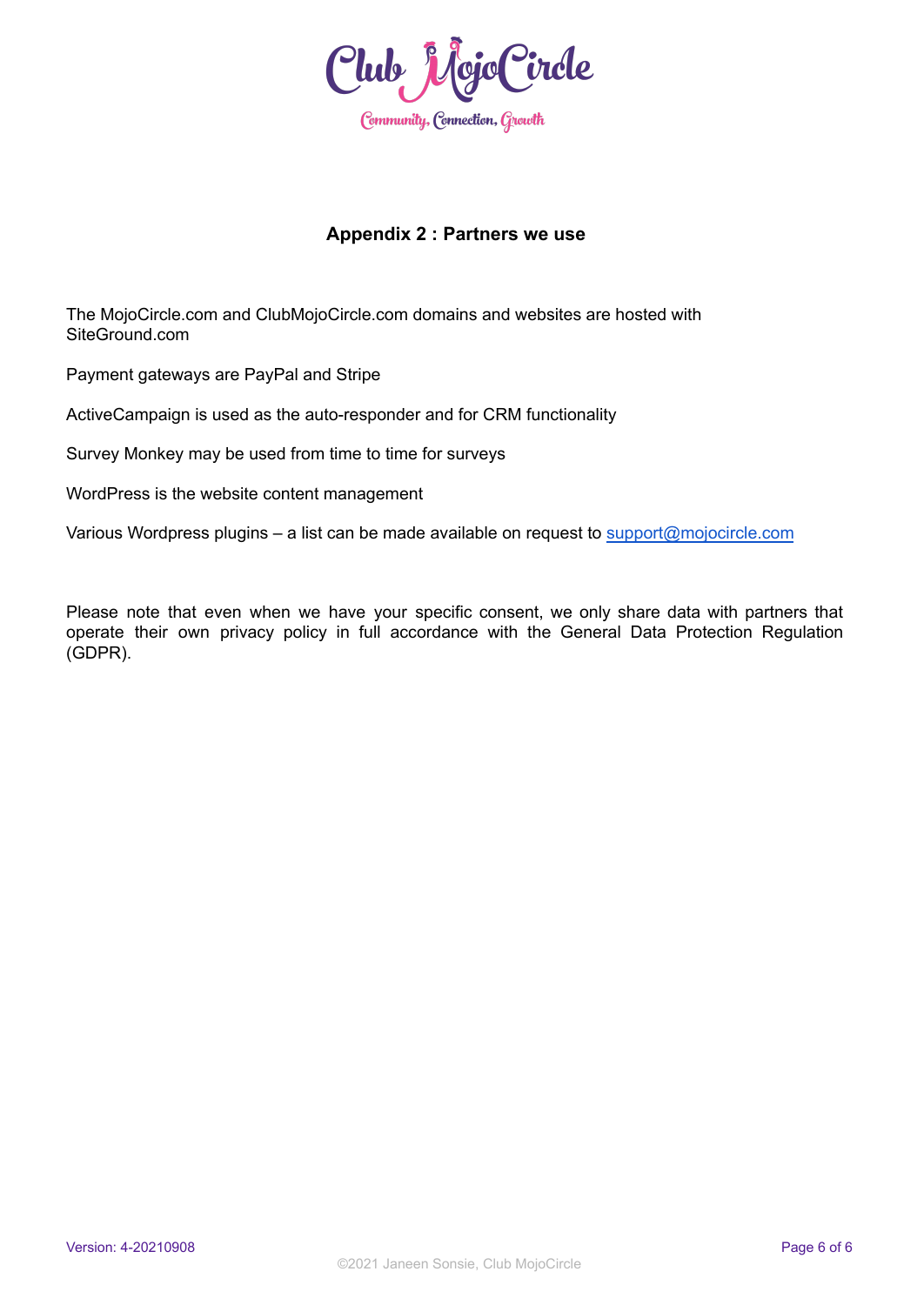## Appendix 2 : Partners we use

The MojoCircle.com and ClubMojoCircle.com domains and websites are hosted with SiteGround.com

Payment gateways are PayPal and Stripe

ActiveCampaign is used as the auto-responder and for CRM functionality

Survey Monkey may be used from time to time for surveys

WordPress is the website content management

Various Wordpress plugins – a list can be made available on request to support@mojocircle.com

Please note that even when we have your specific consent, we only share data with partners that operate their own privacy policy in full accordance with the General Data Protection Regulation (GDPR).